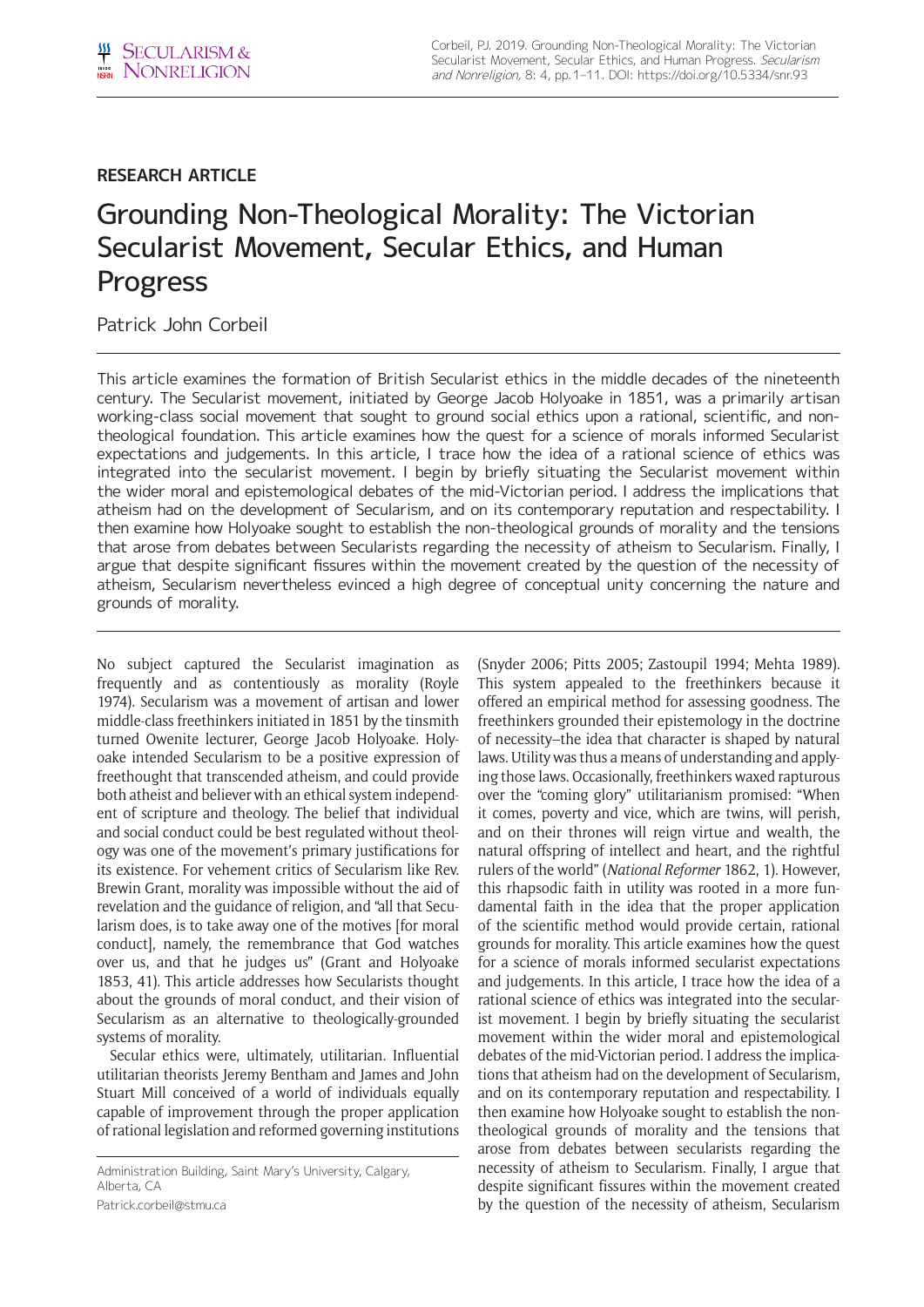**RESEARCH ARTICLE**

# Grounding Non-Theological Morality: The Victorian Secularist Movement, Secular Ethics, and Human Progress

Patrick John Corbeil

This article examines the formation of British Secularist ethics in the middle decades of the nineteenth century. The Secularist movement, initiated by George Jacob Holyoake in 1851, was a primarily artisan working-class social movement that sought to ground social ethics upon a rational, scientific, and non-theological foundation. This article examines how the quest for a science of morals informed Secularist expectations and judgements. In this article, I trace how the idea of a rational science of ethics was integrated into the secularist movement. I begin by briefly situating the Secularist movement within the wider moral and epistemological debates of the mid-Victorian period. I address the implications that atheism had on the development of Secularism, and on its contemporary reputation and respectability. I then examine how Holyoake sought to establish the non-theological grounds of morality and the tensions that arose from debates between Secularists regarding the necessity of atheism to Secularism. Finally, I argue that despite significant fissures within the movement created by the question of the necessity of atheism, Secularism nevertheless evinced a high degree of conceptual unity concerning the nature and grounds of morality.

No subject captured the Secularist imagination as frequently and as contentiously as morality (Royle 1974). Secularism was a movement of artisan and lower middle-class freethinkers initiated in 1851 by the tinsmith turned Owenite lecturer, George Jacob Holyoake. Holyoake intended Secularism to be a positive expression of freethought that transcended atheism, and could provide both atheist and believer with an ethical system independent of scripture and theology. The belief that individual and social conduct could be best regulated without theology was one of the movement's primary justifications for its existence. For vehement critics of Secularism like Rev. Brewin Grant, morality was impossible without the aid of revelation and the guidance of religion, and "all that Secularism does, is to take away one of the motives [for moral conduct], namely, the remembrance that God watches over us, and that he judges us" (Grant and Holyoake 1853, 41). This article addresses how Secularists thought about the grounds of moral conduct, and their vision of Secularism as an alternative to theologically-grounded systems of morality.

Secular ethics were, ultimately, utilitarian. Influential utilitarian theorists Jeremy Bentham and James and John Stuart Mill conceived of a world of individuals equally capable of improvement through the proper application of rational legislation and reformed governing institutions (Snyder 2006; Pitts 2005; Zastoupil 1994; Mehta 1989). This system appealed to the freethinkers because it offered an empirical method for assessing goodness. The freethinkers grounded their epistemology in the doctrine of necessity—the idea that character is shaped by natural laws. Utility was thus a means of understanding and applying those laws. Occasionally, freethinkers waxed rapturous over the "coming glory" utilitarianism promised: "When it comes, poverty and vice, which are twins, will perish, and on their thrones will reign virtue and wealth, the natural offspring of intellect and heart, and the rightful rulers of the world" (*National Reformer* 1862, 1). However, this rhapsodic faith in utility was rooted in a more fundamental faith in the idea that the proper application of the scientific method would provide certain, rational grounds for morality. This article examines how the quest for a science of morals informed secularist expectations and judgements. In this article, I trace how the idea of a rational science of ethics was integrated into the secularist movement. I begin by briefly situating the secularist movement within the wider moral and epistemological debates of the mid-Victorian period. I address the implications that atheism had on the development of Secularism, and on its contemporary reputation and respectability. I then examine how Holyoake sought to establish the non-theological grounds of morality and the tensions that arose from debates between secularists regarding the necessity of atheism to Secularism. Finally, I argue that despite significant fissures within the movement created by the question of the necessity of atheism, Secularism

Administration Building, Saint Mary's University, Calgary, Alberta, CA

Patrick.corbeil@stmu.ca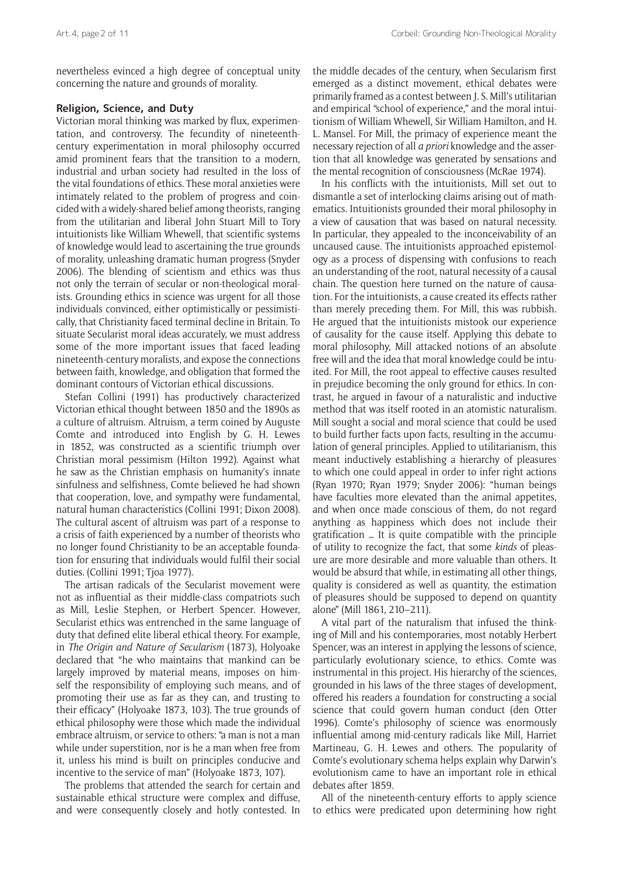nevertheless evinced a high degree of conceptual unity concerning the nature and grounds of morality.

### Religion, Science, and Duty

Victorian moral thinking was marked by flux, experimentation, and controversy. The fecundity of nineteenth-century experimentation in moral philosophy occurred amid prominent fears that the transition to a modern, industrial and urban society had resulted in the loss of the vital foundations of ethics. These moral anxieties were intimately related to the problem of progress and coincided with a widely-shared belief among theorists, ranging from the utilitarian and liberal John Stuart Mill to Tory intuitionists like William Whewell, that scientific systems of knowledge would lead to ascertaining the true grounds of morality, unleashing dramatic human progress (Snyder 2006). The blending of scientism and ethics was thus not only the terrain of secular or non-theological moralists. Grounding ethics in science was urgent for all those individuals convinced, either optimistically or pessimistically, that Christianity faced terminal decline in Britain. To situate Secularist moral ideas accurately, we must address some of the more important issues that faced leading nineteenth-century moralists, and expose the connections between faith, knowledge, and obligation that formed the dominant contours of Victorian ethical discussions.

Stefan Collini (1991) has productively characterized Victorian ethical thought between 1850 and the 1890s as a culture of altruism. Altruism, a term coined by Auguste Comte and introduced into English by G. H. Lewes in 1852, was constructed as a scientific triumph over Christian moral pessimism (Hilton 1992). Against what he saw as the Christian emphasis on humanity's innate sinfulness and selfishness, Comte believed he had shown that cooperation, love, and sympathy were fundamental, natural human characteristics (Collini 1991; Dixon 2008). The cultural ascent of altruism was part of a response to a crisis of faith experienced by a number of theorists who no longer found Christianity to be an acceptable foundation for ensuring that individuals would fulfil their social duties. (Collini 1991; Tjoa 1977).

The artisan radicals of the Secularist movement were not as influential as their middle-class compatriots such as Mill, Leslie Stephen, or Herbert Spencer. However, Secularist ethics was entrenched in the same language of duty that defined elite liberal ethical theory. For example, in *The Origin and Nature of Secularism* (1873), Holyoake declared that "he who maintains that mankind can be largely improved by material means, imposes on himself the responsibility of employing such means, and of promoting their use as far as they can, and trusting to their efficacy" (Holyoake 1873, 103). The true grounds of ethical philosophy were those which made the individual embrace altruism, or service to others: "a man is not a man while under superstition, nor is he a man when free from it, unless his mind is built on principles conducive and incentive to the service of man" (Holyoake 1873, 107).

The problems that attended the search for certain and sustainable ethical structure were complex and diffuse, and were consequently closely and hotly contested. In the middle decades of the century, when Secularism first emerged as a distinct movement, ethical debates were primarily framed as a contest between J. S. Mill's utilitarian and empirical "school of experience," and the moral intuitionism of William Whewell, Sir William Hamilton, and H. L. Mansel. For Mill, the primacy of experience meant the necessary rejection of all *a priori* knowledge and the assertion that all knowledge was generated by sensations and the mental recognition of consciousness (McRae 1974).

In his conflicts with the intuitionists, Mill set out to dismantle a set of interlocking claims arising out of mathematics. Intuitionists grounded their moral philosophy in a view of causation that was based on natural necessity. In particular, they appealed to the inconceivability of an uncaused cause. The intuitionists approached epistemology as a process of dispensing with confusions to reach an understanding of the root, natural necessity of a causal chain. The question here turned on the nature of causation. For the intuitionists, a cause created its effects rather than merely preceding them. For Mill, this was rubbish. He argued that the intuitionists mistook our experience of causality for the cause itself. Applying this debate to moral philosophy, Mill attacked notions of an absolute free will and the idea that moral knowledge could be intuited. For Mill, the root appeal to effective causes resulted in prejudice becoming the only ground for ethics. In contrast, he argued in favour of a naturalistic and inductive method that was itself rooted in an atomistic naturalism. Mill sought a social and moral science that could be used to build further facts upon facts, resulting in the accumulation of general principles. Applied to utilitarianism, this meant inductively establishing a hierarchy of pleasures to which one could appeal in order to infer right actions (Ryan 1970; Ryan 1979; Snyder 2006): "human beings have faculties more elevated than the animal appetites, and when once made conscious of them, do not regard anything as happiness which does not include their gratification … It is quite compatible with the principle of utility to recognize the fact, that some *kinds* of pleasure are more desirable and more valuable than others. It would be absurd that while, in estimating all other things, quality is considered as well as quantity, the estimation of pleasures should be supposed to depend on quantity alone" (Mill 1861, 210–211).

A vital part of the naturalism that infused the thinking of Mill and his contemporaries, most notably Herbert Spencer, was an interest in applying the lessons of science, particularly evolutionary science, to ethics. Comte was instrumental in this project. His hierarchy of the sciences, grounded in his laws of the three stages of development, offered his readers a foundation for constructing a social science that could govern human conduct (den Otter 1996). Comte's philosophy of science was enormously influential among mid-century radicals like Mill, Harriet Martineau, G. H. Lewes and others. The popularity of Comte's evolutionary schema helps explain why Darwin's evolutionism came to have an important role in ethical debates after 1859.

All of the nineteenth-century efforts to apply science to ethics were predicated upon determining how right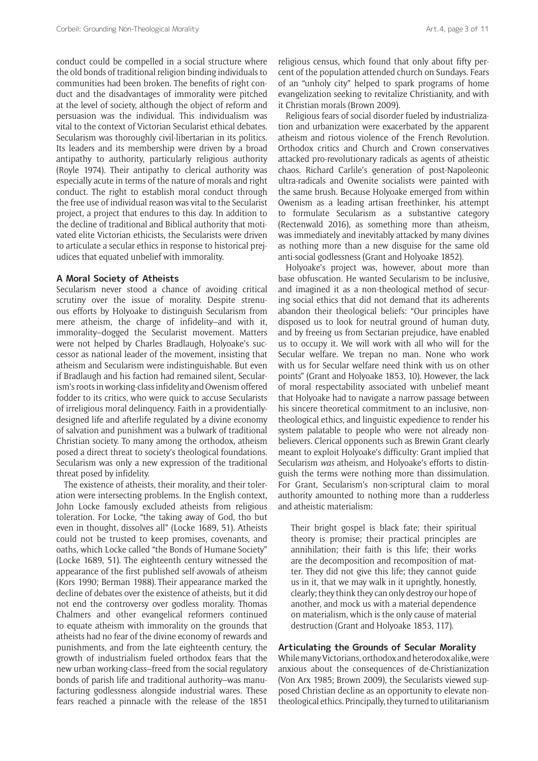conduct could be compelled in a social structure where the old bonds of traditional religion binding individuals to communities had been broken. The benefits of right conduct and the disadvantages of immorality were pitched at the level of society, although the object of reform and persuasion was the individual. This individualism was vital to the context of Victorian Secularist ethical debates. Secularism was thoroughly civil-libertarian in its politics. Its leaders and its membership were driven by a broad antipathy to authority, particularly religious authority (Royle 1974). Their antipathy to clerical authority was especially acute in terms of the nature of morals and right conduct. The right to establish moral conduct through the free use of individual reason was vital to the Secularist project, a project that endures to this day. In addition to the decline of traditional and Biblical authority that motivated elite Victorian ethicists, the Secularists were driven to articulate a secular ethics in response to historical prejudices that equated unbelief with immorality.

## A Moral Society of Atheists

Secularism never stood a chance of avoiding critical scrutiny over the issue of morality. Despite strenuous efforts by Holyoake to distinguish Secularism from mere atheism, the charge of infidelity–and with it, immorality–dogged the Secularist movement. Matters were not helped by Charles Bradlaugh, Holyoake's successor as national leader of the movement, insisting that atheism and Secularism were indistinguishable. But even if Bradlaugh and his faction had remained silent, Secularism's roots in working-class infidelity and Owenism offered fodder to its critics, who were quick to accuse Secularists of irreligious moral delinquency. Faith in a providentially-designed life and afterlife regulated by a divine economy of salvation and punishment was a bulwark of traditional Christian society. To many among the orthodox, atheism posed a direct threat to society's theological foundations. Secularism was only a new expression of the traditional threat posed by infidelity.

The existence of atheists, their morality, and their toleration were intersecting problems. In the English context, John Locke famously excluded atheists from religious toleration. For Locke, "the taking away of God, tho but even in thought, dissolves all" (Locke 1689, 51). Atheists could not be trusted to keep promises, covenants, and oaths, which Locke called "the Bonds of Humane Society" (Locke 1689, 51). The eighteenth century witnessed the appearance of the first published self-avowals of atheism (Kors 1990; Berman 1988). Their appearance marked the decline of debates over the existence of atheists, but it did not end the controversy over godless morality. Thomas Chalmers and other evangelical reformers continued to equate atheism with immorality on the grounds that atheists had no fear of the divine economy of rewards and punishments, and from the late eighteenth century, the growth of industrialism fueled orthodox fears that the new urban working-class–freed from the social regulatory bonds of parish life and traditional authority–was manufacturing godlessness alongside industrial wares. These fears reached a pinnacle with the release of the 1851 religious census, which found that only about fifty percent of the population attended church on Sundays. Fears of an "unholy city" helped to spark programs of home evangelization seeking to revitalize Christianity, and with it Christian morals (Brown 2009).

Religious fears of social disorder fueled by industrialization and urbanization were exacerbated by the apparent atheism and riotous violence of the French Revolution. Orthodox critics and Church and Crown conservatives attacked pro-revolutionary radicals as agents of atheistic chaos. Richard Carlile's generation of post-Napoleonic ultra-radicals and Owenite socialists were painted with the same brush. Because Holyoake emerged from within Owenism as a leading artisan freethinker, his attempt to formulate Secularism as a substantive category (Rectenwald 2016), as something more than atheism, was immediately and inevitably attacked by many divines as nothing more than a new disguise for the same old anti-social godlessness (Grant and Holyoake 1852).

Holyoake's project was, however, about more than base obfuscation. He wanted Secularism to be inclusive, and imagined it as a non-theological method of securing social ethics that did not demand that its adherents abandon their theological beliefs: "Our principles have disposed us to look for neutral ground of human duty, and by freeing us from Sectarian prejudice, have enabled us to occupy it. We will work with all who will for the Secular welfare. We trepan no man. None who work with us for Secular welfare need think with us on other points" (Grant and Holyoake 1853, 10). However, the lack of moral respectability associated with unbelief meant that Holyoake had to navigate a narrow passage between his sincere theoretical commitment to an inclusive, non-theological ethics, and linguistic expedience to render his system palatable to people who were not already nonbelievers. Clerical opponents such as Brewin Grant clearly meant to exploit Holyoake's difficulty: Grant implied that Secularism *was* atheism, and Holyoake's efforts to distinguish the terms were nothing more than dissimulation. For Grant, Secularism's non-scriptural claim to moral authority amounted to nothing more than a rudderless and atheistic materialism:

> Their bright gospel is black fate; their spiritual theory is promise; their practical principles are annihilation; their faith is this life; their works are the decomposition and recomposition of matter. They did not give this life; they cannot guide us in it, that we may walk in it uprightly, honestly, clearly; they think they can only destroy our hope of another, and mock us with a material dependence on materialism, which is the only cause of material destruction (Grant and Holyoake 1853, 117).

## Articulating the Grounds of Secular Morality

While many Victorians, orthodox and heterodox alike, were anxious about the consequences of de-Christianization (Von Arx 1985; Brown 2009), the Secularists viewed supposed Christian decline as an opportunity to elevate non-theological ethics. Principally, they turned to utilitarianism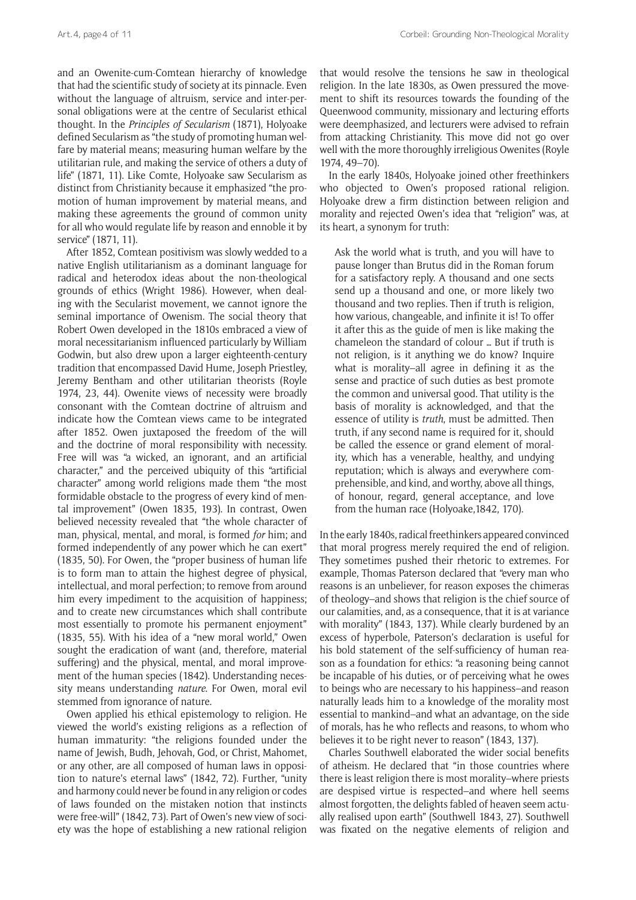and an Owenite-cum-Comtean hierarchy of knowledge that had the scientific study of society at its pinnacle. Even without the language of altruism, service and inter-personal obligations were at the centre of Secularist ethical thought. In the *Principles of Secularism* (1871), Holyoake defined Secularism as "the study of promoting human welfare by material means; measuring human welfare by the utilitarian rule, and making the service of others a duty of life" (1871, 11). Like Comte, Holyoake saw Secularism as distinct from Christianity because it emphasized "the promotion of human improvement by material means, and making these agreements the ground of common unity for all who would regulate life by reason and ennoble it by service" (1871, 11).

After 1852, Comtean positivism was slowly wedded to a native English utilitarianism as a dominant language for radical and heterodox ideas about the non-theological grounds of ethics (Wright 1986). However, when dealing with the Secularist movement, we cannot ignore the seminal importance of Owenism. The social theory that Robert Owen developed in the 1810s embraced a view of moral necessitarianism influenced particularly by William Godwin, but also drew upon a larger eighteenth-century tradition that encompassed David Hume, Joseph Priestley, Jeremy Bentham and other utilitarian theorists (Royle 1974, 23, 44). Owenite views of necessity were broadly consonant with the Comtean doctrine of altruism and indicate how the Comtean views came to be integrated after 1852. Owen juxtaposed the freedom of the will and the doctrine of moral responsibility with necessity. Free will was "a wicked, an ignorant, and an artificial character," and the perceived ubiquity of this "artificial character" among world religions made them "the most formidable obstacle to the progress of every kind of mental improvement" (Owen 1835, 193). In contrast, Owen believed necessity revealed that "the whole character of man, physical, mental, and moral, is formed *for* him; and formed independently of any power which he can exert" (1835, 50). For Owen, the "proper business of human life is to form man to attain the highest degree of physical, intellectual, and moral perfection; to remove from around him every impediment to the acquisition of happiness; and to create new circumstances which shall contribute most essentially to promote his permanent enjoyment" (1835, 55). With his idea of a "new moral world," Owen sought the eradication of want (and, therefore, material suffering) and the physical, mental, and moral improvement of the human species (1842). Understanding necessity means understanding *nature*. For Owen, moral evil stemmed from ignorance of nature.

Owen applied his ethical epistemology to religion. He viewed the world's existing religions as a reflection of human immaturity: "the religions founded under the name of Jewish, Budh, Jehovah, God, or Christ, Mahomet, or any other, are all composed of human laws in opposition to nature's eternal laws" (1842, 72). Further, "unity and harmony could never be found in any religion or codes of laws founded on the mistaken notion that instincts were free-will" (1842, 73). Part of Owen's new view of society was the hope of establishing a new rational religion that would resolve the tensions he saw in theological religion. In the late 1830s, as Owen pressured the movement to shift its resources towards the founding of the Queenwood community, missionary and lecturing efforts were deemphasized, and lecturers were advised to refrain from attacking Christianity. This move did not go over well with the more thoroughly irreligious Owenites (Royle 1974, 49–70).

In the early 1840s, Holyoake joined other freethinkers who objected to Owen's proposed rational religion. Holyoake drew a firm distinction between religion and morality and rejected Owen's idea that "religion" was, at its heart, a synonym for truth:

> Ask the world what is truth, and you will have to pause longer than Brutus did in the Roman forum for a satisfactory reply. A thousand and one sects send up a thousand and one, or more likely two thousand and two replies. Then if truth is religion, how various, changeable, and infinite it is! To offer it after this as the guide of men is like making the chameleon the standard of colour … But if truth is not religion, is it anything we do know? Inquire what is morality–all agree in defining it as the sense and practice of such duties as best promote the common and universal good. That utility is the basis of morality is acknowledged, and that the essence of utility is *truth*, must be admitted. Then truth, if any second name is required for it, should be called the essence or grand element of morality, which has a venerable, healthy, and undying reputation; which is always and everywhere comprehensible, and kind, and worthy, above all things, of honour, regard, general acceptance, and love from the human race (Holyoake,1842, 170).

In the early 1840s, radical freethinkers appeared convinced that moral progress merely required the end of religion. They sometimes pushed their rhetoric to extremes. For example, Thomas Paterson declared that "every man who reasons is an unbeliever, for reason exposes the chimeras of theology–and shows that religion is the chief source of our calamities, and, as a consequence, that it is at variance with morality" (1843, 137). While clearly burdened by an excess of hyperbole, Paterson's declaration is useful for his bold statement of the self-sufficiency of human reason as a foundation for ethics: "a reasoning being cannot be incapable of his duties, or of perceiving what he owes to beings who are necessary to his happiness–and reason naturally leads him to a knowledge of the morality most essential to mankind–and what an advantage, on the side of morals, has he who reflects and reasons, to whom who believes it to be right never to reason" (1843, 137).

Charles Southwell elaborated the wider social benefits of atheism. He declared that "in those countries where there is least religion there is most morality–where priests are despised virtue is respected–and where hell seems almost forgotten, the delights fabled of heaven seem actually realised upon earth" (Southwell 1843, 27). Southwell was fixated on the negative elements of religion and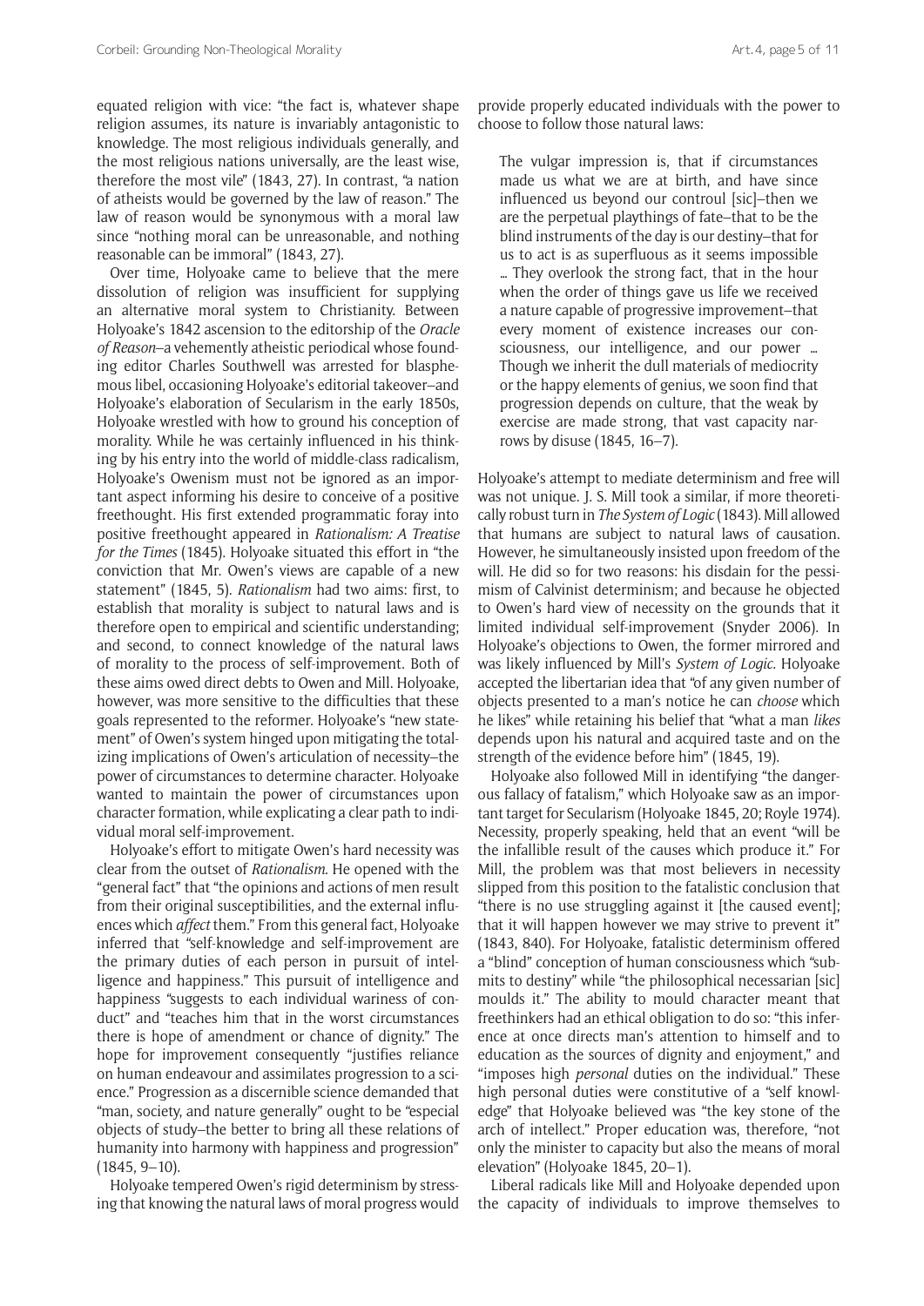equated religion with vice: "the fact is, whatever shape religion assumes, its nature is invariably antagonistic to knowledge. The most religious individuals generally, and the most religious nations universally, are the least wise, therefore the most vile" (1843, 27). In contrast, "a nation of atheists would be governed by the law of reason." The law of reason would be synonymous with a moral law since "nothing moral can be unreasonable, and nothing reasonable can be immoral" (1843, 27).

Over time, Holyoake came to believe that the mere dissolution of religion was insufficient for supplying an alternative moral system to Christianity. Between Holyoake's 1842 ascension to the editorship of the *Oracle of Reason*—a vehemently atheistic periodical whose founding editor Charles Southwell was arrested for blasphemous libel, occasioning Holyoake's editorial takeover—and Holyoake's elaboration of Secularism in the early 1850s, Holyoake wrestled with how to ground his conception of morality. While he was certainly influenced in his thinking by his entry into the world of middle-class radicalism, Holyoake's Owenism must not be ignored as an important aspect informing his desire to conceive of a positive freethought. His first extended programmatic foray into positive freethought appeared in *Rationalism: A Treatise for the Times* (1845). Holyoake situated this effort in "the conviction that Mr. Owen's views are capable of a new statement" (1845, 5). *Rationalism* had two aims: first, to establish that morality is subject to natural laws and is therefore open to empirical and scientific understanding; and second, to connect knowledge of the natural laws of morality to the process of self-improvement. Both of these aims owed direct debts to Owen and Mill. Holyoake, however, was more sensitive to the difficulties that these goals represented to the reformer. Holyoake's "new statement" of Owen's system hinged upon mitigating the totalizing implications of Owen's articulation of necessity—the power of circumstances to determine character. Holyoake wanted to maintain the power of circumstances upon character formation, while explicating a clear path to individual moral self-improvement.

Holyoake's effort to mitigate Owen's hard necessity was clear from the outset of *Rationalism*. He opened with the "general fact" that "the opinions and actions of men result from their original susceptibilities, and the external influences which *affect* them." From this general fact, Holyoake inferred that "self-knowledge and self-improvement are the primary duties of each person in pursuit of intelligence and happiness." This pursuit of intelligence and happiness "suggests to each individual wariness of conduct" and "teaches him that in the worst circumstances there is hope of amendment or chance of dignity." The hope for improvement consequently "justifies reliance on human endeavour and assimilates progression to a science." Progression as a discernible science demanded that "man, society, and nature generally" ought to be "especial objects of study—the better to bring all these relations of humanity into harmony with happiness and progression" (1845, 9–10).

Holyoake tempered Owen's rigid determinism by stressing that knowing the natural laws of moral progress would provide properly educated individuals with the power to choose to follow those natural laws:

> The vulgar impression is, that if circumstances made us what we are at birth, and have since influenced us beyond our controul [sic]—then we are the perpetual playthings of fate—that to be the blind instruments of the day is our destiny—that for us to act is as superfluous as it seems impossible … They overlook the strong fact, that in the hour when the order of things gave us life we received a nature capable of progressive improvement—that every moment of existence increases our consciousness, our intelligence, and our power … Though we inherit the dull materials of mediocrity or the happy elements of genius, we soon find that progression depends on culture, that the weak by exercise are made strong, that vast capacity narrows by disuse (1845, 16–7).

Holyoake's attempt to mediate determinism and free will was not unique. J. S. Mill took a similar, if more theoretically robust turn in *The System of Logic* (1843). Mill allowed that humans are subject to natural laws of causation. However, he simultaneously insisted upon freedom of the will. He did so for two reasons: his disdain for the pessimism of Calvinist determinism; and because he objected to Owen's hard view of necessity on the grounds that it limited individual self-improvement (Snyder 2006). In Holyoake's objections to Owen, the former mirrored and was likely influenced by Mill's *System of Logic*. Holyoake accepted the libertarian idea that "of any given number of objects presented to a man's notice he can *choose* which he likes" while retaining his belief that "what a man *likes* depends upon his natural and acquired taste and on the strength of the evidence before him" (1845, 19).

Holyoake also followed Mill in identifying "the dangerous fallacy of fatalism," which Holyoake saw as an important target for Secularism (Holyoake 1845, 20; Royle 1974). Necessity, properly speaking, held that an event "will be the infallible result of the causes which produce it." For Mill, the problem was that most believers in necessity slipped from this position to the fatalistic conclusion that "there is no use struggling against it [the caused event]; that it will happen however we may strive to prevent it" (1843, 840). For Holyoake, fatalistic determinism offered a "blind" conception of human consciousness which "submits to destiny" while "the philosophical necessarian [sic] moulds it." The ability to mould character meant that freethinkers had an ethical obligation to do so: "this inference at once directs man's attention to himself and to education as the sources of dignity and enjoyment," and "imposes high *personal* duties on the individual." These high personal duties were constitutive of a "self knowledge" that Holyoake believed was "the key stone of the arch of intellect." Proper education was, therefore, "not only the minister to capacity but also the means of moral elevation" (Holyoake 1845, 20–1).

Liberal radicals like Mill and Holyoake depended upon the capacity of individuals to improve themselves to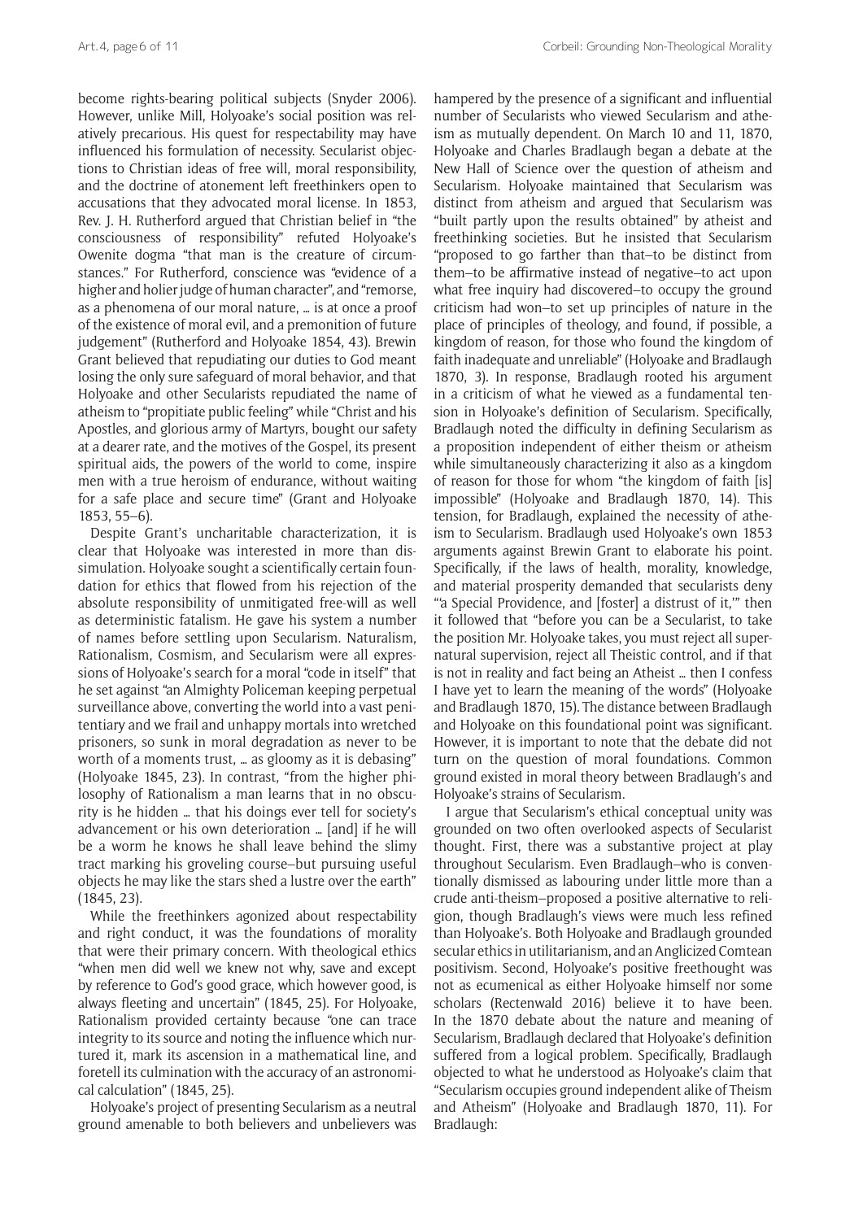become rights-bearing political subjects (Snyder 2006). However, unlike Mill, Holyoake's social position was relatively precarious. His quest for respectability may have influenced his formulation of necessity. Secularist objections to Christian ideas of free will, moral responsibility, and the doctrine of atonement left freethinkers open to accusations that they advocated moral license. In 1853, Rev. J. H. Rutherford argued that Christian belief in "the consciousness of responsibility" refuted Holyoake's Owenite dogma "that man is the creature of circumstances." For Rutherford, conscience was "evidence of a higher and holier judge of human character", and "remorse, as a phenomena of our moral nature, … is at once a proof of the existence of moral evil, and a premonition of future judgement" (Rutherford and Holyoake 1854, 43). Brewin Grant believed that repudiating our duties to God meant losing the only sure safeguard of moral behavior, and that Holyoake and other Secularists repudiated the name of atheism to "propitiate public feeling" while "Christ and his Apostles, and glorious army of Martyrs, bought our safety at a dearer rate, and the motives of the Gospel, its present spiritual aids, the powers of the world to come, inspire men with a true heroism of endurance, without waiting for a safe place and secure time" (Grant and Holyoake 1853, 55–6).

Despite Grant's uncharitable characterization, it is clear that Holyoake was interested in more than dissimulation. Holyoake sought a scientifically certain foundation for ethics that flowed from his rejection of the absolute responsibility of unmitigated free-will as well as deterministic fatalism. He gave his system a number of names before settling upon Secularism. Naturalism, Rationalism, Cosmism, and Secularism were all expressions of Holyoake's search for a moral "code in itself" that he set against "an Almighty Policeman keeping perpetual surveillance above, converting the world into a vast penitentiary and we frail and unhappy mortals into wretched prisoners, so sunk in moral degradation as never to be worth of a moments trust, … as gloomy as it is debasing" (Holyoake 1845, 23). In contrast, "from the higher philosophy of Rationalism a man learns that in no obscurity is he hidden … that his doings ever tell for society's advancement or his own deterioration … [and] if he will be a worm he knows he shall leave behind the slimy tract marking his groveling course–but pursuing useful objects he may like the stars shed a lustre over the earth" (1845, 23).

While the freethinkers agonized about respectability and right conduct, it was the foundations of morality that were their primary concern. With theological ethics "when men did well we knew not why, save and except by reference to God's good grace, which however good, is always fleeting and uncertain" (1845, 25). For Holyoake, Rationalism provided certainty because "one can trace integrity to its source and noting the influence which nurtured it, mark its ascension in a mathematical line, and foretell its culmination with the accuracy of an astronomical calculation" (1845, 25).

Holyoake's project of presenting Secularism as a neutral ground amenable to both believers and unbelievers was hampered by the presence of a significant and influential number of Secularists who viewed Secularism and atheism as mutually dependent. On March 10 and 11, 1870, Holyoake and Charles Bradlaugh began a debate at the New Hall of Science over the question of atheism and Secularism. Holyoake maintained that Secularism was distinct from atheism and argued that Secularism was "built partly upon the results obtained" by atheist and freethinking societies. But he insisted that Secularism "proposed to go farther than that–to be distinct from them–to be affirmative instead of negative–to act upon what free inquiry had discovered–to occupy the ground criticism had won–to set up principles of nature in the place of principles of theology, and found, if possible, a kingdom of reason, for those who found the kingdom of faith inadequate and unreliable" (Holyoake and Bradlaugh 1870, 3). In response, Bradlaugh rooted his argument in a criticism of what he viewed as a fundamental tension in Holyoake's definition of Secularism. Specifically, Bradlaugh noted the difficulty in defining Secularism as a proposition independent of either theism or atheism while simultaneously characterizing it also as a kingdom of reason for those for whom "the kingdom of faith [is] impossible" (Holyoake and Bradlaugh 1870, 14). This tension, for Bradlaugh, explained the necessity of atheism to Secularism. Bradlaugh used Holyoake's own 1853 arguments against Brewin Grant to elaborate his point. Specifically, if the laws of health, morality, knowledge, and material prosperity demanded that secularists deny "'a Special Providence, and [foster] a distrust of it,'" then it followed that "before you can be a Secularist, to take the position Mr. Holyoake takes, you must reject all supernatural supervision, reject all Theistic control, and if that is not in reality and fact being an Atheist … then I confess I have yet to learn the meaning of the words" (Holyoake and Bradlaugh 1870, 15). The distance between Bradlaugh and Holyoake on this foundational point was significant. However, it is important to note that the debate did not turn on the question of moral foundations. Common ground existed in moral theory between Bradlaugh's and Holyoake's strains of Secularism.

I argue that Secularism's ethical conceptual unity was grounded on two often overlooked aspects of Secularist thought. First, there was a substantive project at play throughout Secularism. Even Bradlaugh–who is conventionally dismissed as labouring under little more than a crude anti-theism–proposed a positive alternative to religion, though Bradlaugh's views were much less refined than Holyoake's. Both Holyoake and Bradlaugh grounded secular ethics in utilitarianism, and an Anglicized Comtean positivism. Second, Holyoake's positive freethought was not as ecumenical as either Holyoake himself nor some scholars (Rectenwald 2016) believe it to have been. In the 1870 debate about the nature and meaning of Secularism, Bradlaugh declared that Holyoake's definition suffered from a logical problem. Specifically, Bradlaugh objected to what he understood as Holyoake's claim that "Secularism occupies ground independent alike of Theism and Atheism" (Holyoake and Bradlaugh 1870, 11). For Bradlaugh: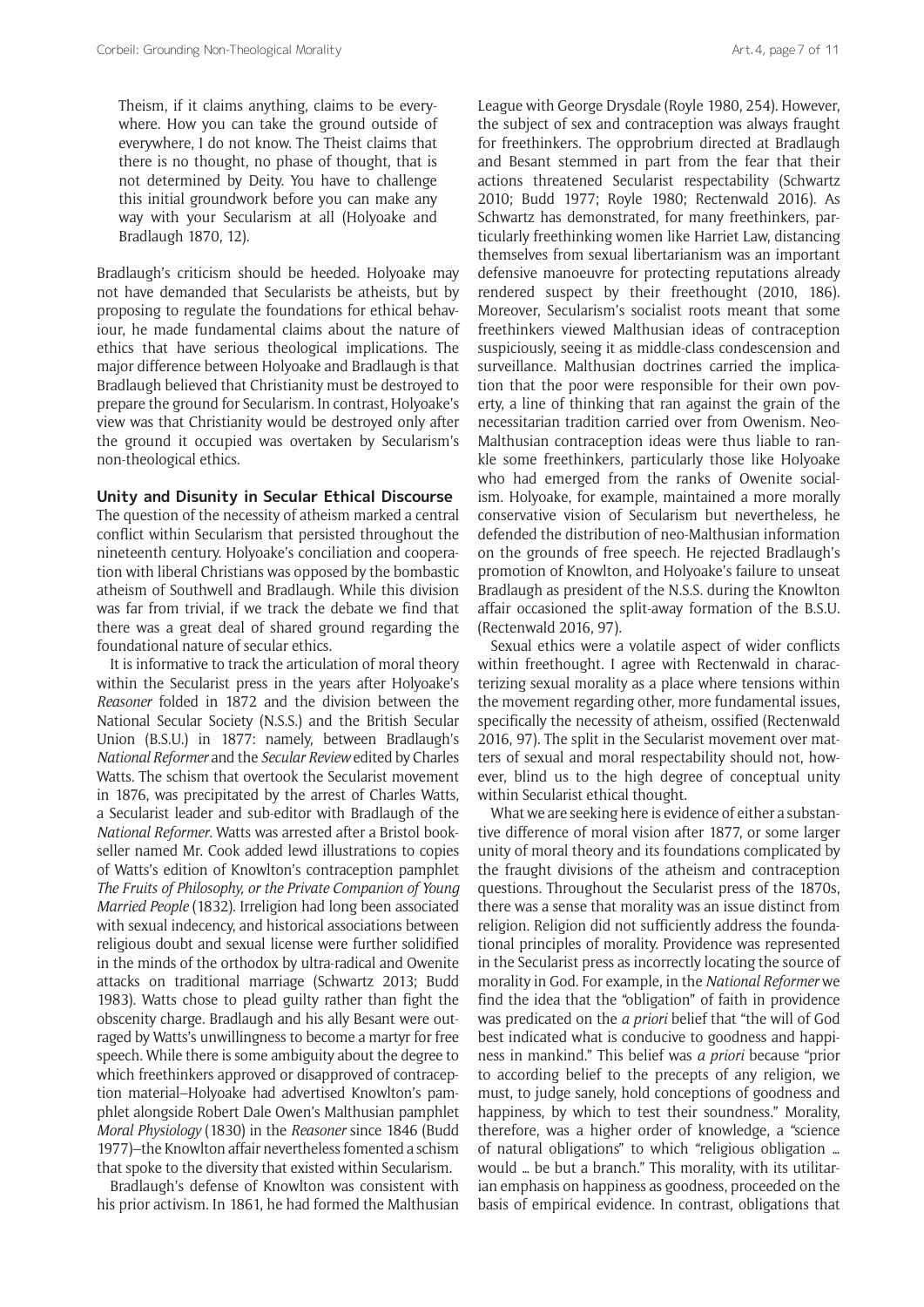> Theism, if it claims anything, claims to be everywhere. How you can take the ground outside of everywhere, I do not know. The Theist claims that there is no thought, no phase of thought, that is not determined by Deity. You have to challenge this initial groundwork before you can make any way with your Secularism at all (Holyoake and Bradlaugh 1870, 12).

Bradlaugh's criticism should be heeded. Holyoake may not have demanded that Secularists be atheists, but by proposing to regulate the foundations for ethical behaviour, he made fundamental claims about the nature of ethics that have serious theological implications. The major difference between Holyoake and Bradlaugh is that Bradlaugh believed that Christianity must be destroyed to prepare the ground for Secularism. In contrast, Holyoake's view was that Christianity would be destroyed only after the ground it occupied was overtaken by Secularism's non-theological ethics.

### Unity and Disunity in Secular Ethical Discourse

The question of the necessity of atheism marked a central conflict within Secularism that persisted throughout the nineteenth century. Holyoake's conciliation and cooperation with liberal Christians was opposed by the bombastic atheism of Southwell and Bradlaugh. While this division was far from trivial, if we track the debate we find that there was a great deal of shared ground regarding the foundational nature of secular ethics.

It is informative to track the articulation of moral theory within the Secularist press in the years after Holyoake's *Reasoner* folded in 1872 and the division between the National Secular Society (N.S.S.) and the British Secular Union (B.S.U.) in 1877: namely, between Bradlaugh's *National Reformer* and the *Secular Review* edited by Charles Watts. The schism that overtook the Secularist movement in 1876, was precipitated by the arrest of Charles Watts, a Secularist leader and sub-editor with Bradlaugh of the *National Reformer*. Watts was arrested after a Bristol bookseller named Mr. Cook added lewd illustrations to copies of Watts's edition of Knowlton's contraception pamphlet *The Fruits of Philosophy, or the Private Companion of Young Married People* (1832). Irreligion had long been associated with sexual indecency, and historical associations between religious doubt and sexual license were further solidified in the minds of the orthodox by ultra-radical and Owenite attacks on traditional marriage (Schwartz 2013; Budd 1983). Watts chose to plead guilty rather than fight the obscenity charge. Bradlaugh and his ally Besant were outraged by Watts's unwillingness to become a martyr for free speech. While there is some ambiguity about the degree to which freethinkers approved or disapproved of contraception material–Holyoake had advertised Knowlton's pamphlet alongside Robert Dale Owen's Malthusian pamphlet *Moral Physiology* (1830) in the *Reasoner* since 1846 (Budd 1977)–the Knowlton affair nevertheless fomented a schism that spoke to the diversity that existed within Secularism.

Bradlaugh's defense of Knowlton was consistent with his prior activism. In 1861, he had formed the Malthusian League with George Drysdale (Royle 1980, 254). However, the subject of sex and contraception was always fraught for freethinkers. The opprobrium directed at Bradlaugh and Besant stemmed in part from the fear that their actions threatened Secularist respectability (Schwartz 2010; Budd 1977; Royle 1980; Rectenwald 2016). As Schwartz has demonstrated, for many freethinkers, particularly freethinking women like Harriet Law, distancing themselves from sexual libertarianism was an important defensive manoeuvre for protecting reputations already rendered suspect by their freethought (2010, 186). Moreover, Secularism's socialist roots meant that some freethinkers viewed Malthusian ideas of contraception suspiciously, seeing it as middle-class condescension and surveillance. Malthusian doctrines carried the implication that the poor were responsible for their own poverty, a line of thinking that ran against the grain of the necessitarian tradition carried over from Owenism. Neo-Malthusian contraception ideas were thus liable to rankle some freethinkers, particularly those like Holyoake who had emerged from the ranks of Owenite socialism. Holyoake, for example, maintained a more morally conservative vision of Secularism but nevertheless, he defended the distribution of neo-Malthusian information on the grounds of free speech. He rejected Bradlaugh's promotion of Knowlton, and Holyoake's failure to unseat Bradlaugh as president of the N.S.S. during the Knowlton affair occasioned the split-away formation of the B.S.U. (Rectenwald 2016, 97).

Sexual ethics were a volatile aspect of wider conflicts within freethought. I agree with Rectenwald in characterizing sexual morality as a place where tensions within the movement regarding other, more fundamental issues, specifically the necessity of atheism, ossified (Rectenwald 2016, 97). The split in the Secularist movement over matters of sexual and moral respectability should not, however, blind us to the high degree of conceptual unity within Secularist ethical thought.

What we are seeking here is evidence of either a substantive difference of moral vision after 1877, or some larger unity of moral theory and its foundations complicated by the fraught divisions of the atheism and contraception questions. Throughout the Secularist press of the 1870s, there was a sense that morality was an issue distinct from religion. Religion did not sufficiently address the foundational principles of morality. Providence was represented in the Secularist press as incorrectly locating the source of morality in God. For example, in the *National Reformer* we find the idea that the "obligation" of faith in providence was predicated on the *a priori* belief that "the will of God best indicated what is conducive to goodness and happiness in mankind." This belief was *a priori* because "prior to according belief to the precepts of any religion, we must, to judge sanely, hold conceptions of goodness and happiness, by which to test their soundness." Morality, therefore, was a higher order of knowledge, a "science of natural obligations" to which "religious obligation … would … be but a branch." This morality, with its utilitarian emphasis on happiness as goodness, proceeded on the basis of empirical evidence. In contrast, obligations that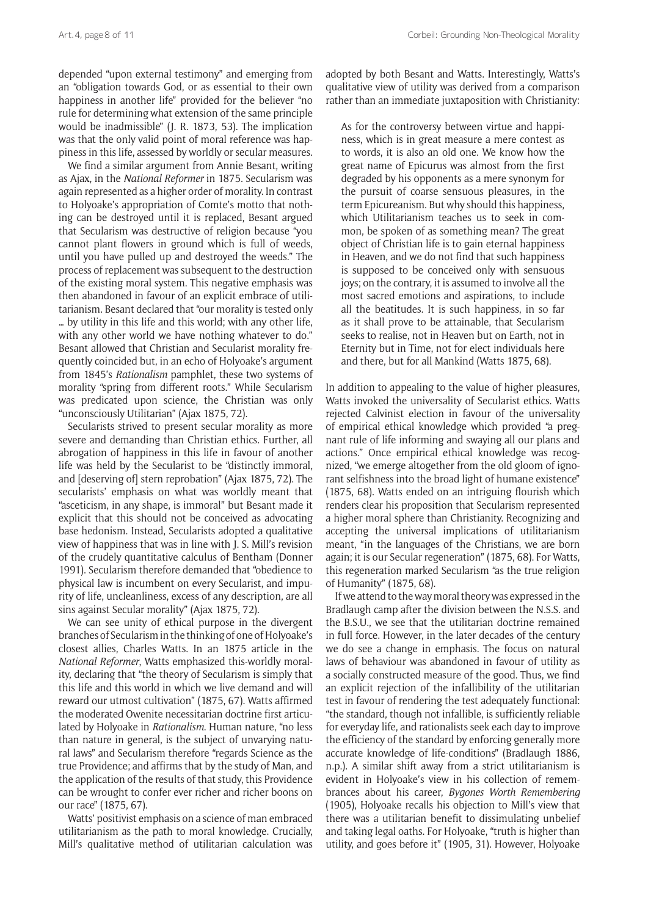depended "upon external testimony" and emerging from an "obligation towards God, or as essential to their own happiness in another life" provided for the believer "no rule for determining what extension of the same principle would be inadmissible" (J. R. 1873, 53). The implication was that the only valid point of moral reference was happiness in this life, assessed by worldly or secular measures.

We find a similar argument from Annie Besant, writing as Ajax, in the *National Reformer* in 1875. Secularism was again represented as a higher order of morality. In contrast to Holyoake's appropriation of Comte's motto that nothing can be destroyed until it is replaced, Besant argued that Secularism was destructive of religion because "you cannot plant flowers in ground which is full of weeds, until you have pulled up and destroyed the weeds." The process of replacement was subsequent to the destruction of the existing moral system. This negative emphasis was then abandoned in favour of an explicit embrace of utilitarianism. Besant declared that "our morality is tested only … by utility in this life and this world; with any other life, with any other world we have nothing whatever to do." Besant allowed that Christian and Secularist morality frequently coincided but, in an echo of Holyoake's argument from 1845's *Rationalism* pamphlet, these two systems of morality "spring from different roots." While Secularism was predicated upon science, the Christian was only "unconsciously Utilitarian" (Ajax 1875, 72).

Secularists strived to present secular morality as more severe and demanding than Christian ethics. Further, all abrogation of happiness in this life in favour of another life was held by the Secularist to be "distinctly immoral, and [deserving of] stern reprobation" (Ajax 1875, 72). The secularists' emphasis on what was worldly meant that "asceticism, in any shape, is immoral" but Besant made it explicit that this should not be conceived as advocating base hedonism. Instead, Secularists adopted a qualitative view of happiness that was in line with J. S. Mill's revision of the crudely quantitative calculus of Bentham (Donner 1991). Secularism therefore demanded that "obedience to physical law is incumbent on every Secularist, and impurity of life, uncleanliness, excess of any description, are all sins against Secular morality" (Ajax 1875, 72).

We can see unity of ethical purpose in the divergent branches of Secularism in the thinking of one of Holyoake's closest allies, Charles Watts. In an 1875 article in the *National Reformer*, Watts emphasized this-worldly morality, declaring that "the theory of Secularism is simply that this life and this world in which we live demand and will reward our utmost cultivation" (1875, 67). Watts affirmed the moderated Owenite necessitarian doctrine first articulated by Holyoake in *Rationalism*. Human nature, "no less than nature in general, is the subject of unvarying natural laws" and Secularism therefore "regards Science as the true Providence; and affirms that by the study of Man, and the application of the results of that study, this Providence can be wrought to confer ever richer and richer boons on our race" (1875, 67).

Watts' positivist emphasis on a science of man embraced utilitarianism as the path to moral knowledge. Crucially, Mill's qualitative method of utilitarian calculation was adopted by both Besant and Watts. Interestingly, Watts's qualitative view of utility was derived from a comparison rather than an immediate juxtaposition with Christianity:

> As for the controversy between virtue and happiness, which is in great measure a mere contest as to words, it is also an old one. We know how the great name of Epicurus was almost from the first degraded by his opponents as a mere synonym for the pursuit of coarse sensuous pleasures, in the term Epicureanism. But why should this happiness, which Utilitarianism teaches us to seek in common, be spoken of as something mean? The great object of Christian life is to gain eternal happiness in Heaven, and we do not find that such happiness is supposed to be conceived only with sensuous joys; on the contrary, it is assumed to involve all the most sacred emotions and aspirations, to include all the beatitudes. It is such happiness, in so far as it shall prove to be attainable, that Secularism seeks to realise, not in Heaven but on Earth, not in Eternity but in Time, not for elect individuals here and there, but for all Mankind (Watts 1875, 68).

In addition to appealing to the value of higher pleasures, Watts invoked the universality of Secularist ethics. Watts rejected Calvinist election in favour of the universality of empirical ethical knowledge which provided "a pregnant rule of life informing and swaying all our plans and actions." Once empirical ethical knowledge was recognized, "we emerge altogether from the old gloom of ignorant selfishness into the broad light of humane existence" (1875, 68). Watts ended on an intriguing flourish which renders clear his proposition that Secularism represented a higher moral sphere than Christianity. Recognizing and accepting the universal implications of utilitarianism meant, "in the languages of the Christians, we are born again; it is our Secular regeneration" (1875, 68). For Watts, this regeneration marked Secularism "as the true religion of Humanity" (1875, 68).

If we attend to the way moral theory was expressed in the Bradlaugh camp after the division between the N.S.S. and the B.S.U., we see that the utilitarian doctrine remained in full force. However, in the later decades of the century we do see a change in emphasis. The focus on natural laws of behaviour was abandoned in favour of utility as a socially constructed measure of the good. Thus, we find an explicit rejection of the infallibility of the utilitarian test in favour of rendering the test adequately functional: "the standard, though not infallible, is sufficiently reliable for everyday life, and rationalists seek each day to improve the efficiency of the standard by enforcing generally more accurate knowledge of life-conditions" (Bradlaugh 1886, n.p.). A similar shift away from a strict utilitarianism is evident in Holyoake's view in his collection of remembrances about his career, *Bygones Worth Remembering* (1905), Holyoake recalls his objection to Mill's view that there was a utilitarian benefit to dissimulating unbelief and taking legal oaths. For Holyoake, "truth is higher than utility, and goes before it" (1905, 31). However, Holyoake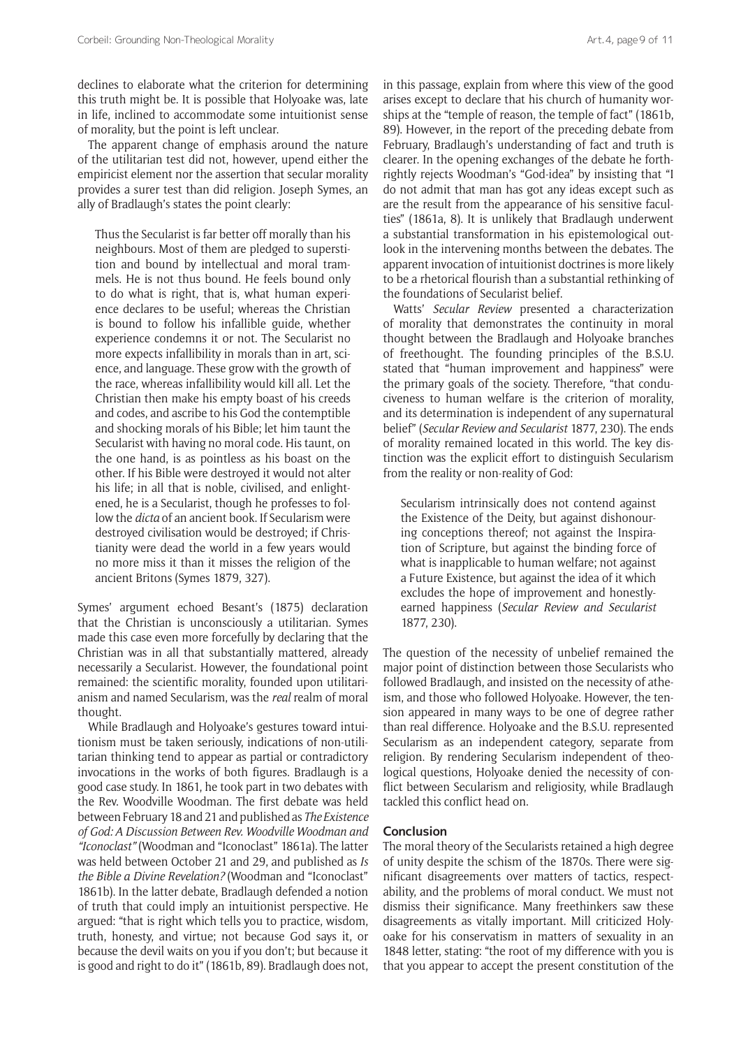declines to elaborate what the criterion for determining this truth might be. It is possible that Holyoake was, late in life, inclined to accommodate some intuitionist sense of morality, but the point is left unclear.

The apparent change of emphasis around the nature of the utilitarian test did not, however, upend either the empiricist element nor the assertion that secular morality provides a surer test than did religion. Joseph Symes, an ally of Bradlaugh's states the point clearly:

> Thus the Secularist is far better off morally than his neighbours. Most of them are pledged to superstition and bound by intellectual and moral trammels. He is not thus bound. He feels bound only to do what is right, that is, what human experience declares to be useful; whereas the Christian is bound to follow his infallible guide, whether experience condemns it or not. The Secularist no more expects infallibility in morals than in art, science, and language. These grow with the growth of the race, whereas infallibility would kill all. Let the Christian then make his empty boast of his creeds and codes, and ascribe to his God the contemptible and shocking morals of his Bible; let him taunt the Secularist with having no moral code. His taunt, on the one hand, is as pointless as his boast on the other. If his Bible were destroyed it would not alter his life; in all that is noble, civilised, and enlightened, he is a Secularist, though he professes to follow the *dicta* of an ancient book. If Secularism were destroyed civilisation would be destroyed; if Christianity were dead the world in a few years would no more miss it than it misses the religion of the ancient Britons (Symes 1879, 327).

Symes' argument echoed Besant's (1875) declaration that the Christian is unconsciously a utilitarian. Symes made this case even more forcefully by declaring that the Christian was in all that substantially mattered, already necessarily a Secularist. However, the foundational point remained: the scientific morality, founded upon utilitarianism and named Secularism, was the *real* realm of moral thought.

While Bradlaugh and Holyoake's gestures toward intuitionism must be taken seriously, indications of non-utilitarian thinking tend to appear as partial or contradictory invocations in the works of both figures. Bradlaugh is a good case study. In 1861, he took part in two debates with the Rev. Woodville Woodman. The first debate was held between February 18 and 21 and published as *The Existence of God: A Discussion Between Rev. Woodville Woodman and "Iconoclast"* (Woodman and "Iconoclast" 1861a). The latter was held between October 21 and 29, and published as *Is the Bible a Divine Revelation?* (Woodman and "Iconoclast" 1861b). In the latter debate, Bradlaugh defended a notion of truth that could imply an intuitionist perspective. He argued: "that is right which tells you to practice, wisdom, truth, honesty, and virtue; not because God says it, or because the devil waits on you if you don't; but because it is good and right to do it" (1861b, 89). Bradlaugh does not, in this passage, explain from where this view of the good arises except to declare that his church of humanity worships at the "temple of reason, the temple of fact" (1861b, 89). However, in the report of the preceding debate from February, Bradlaugh's understanding of fact and truth is clearer. In the opening exchanges of the debate he forthrightly rejects Woodman's "God-idea" by insisting that "I do not admit that man has got any ideas except such as are the result from the appearance of his sensitive faculties" (1861a, 8). It is unlikely that Bradlaugh underwent a substantial transformation in his epistemological outlook in the intervening months between the debates. The apparent invocation of intuitionist doctrines is more likely to be a rhetorical flourish than a substantial rethinking of the foundations of Secularist belief.

Watts' *Secular Review* presented a characterization of morality that demonstrates the continuity in moral thought between the Bradlaugh and Holyoake branches of freethought. The founding principles of the B.S.U. stated that "human improvement and happiness" were the primary goals of the society. Therefore, "that conduciveness to human welfare is the criterion of morality, and its determination is independent of any supernatural belief" (*Secular Review and Secularist* 1877, 230). The ends of morality remained located in this world. The key distinction was the explicit effort to distinguish Secularism from the reality or non-reality of God:

> Secularism intrinsically does not contend against the Existence of the Deity, but against dishonouring conceptions thereof; not against the Inspiration of Scripture, but against the binding force of what is inapplicable to human welfare; not against a Future Existence, but against the idea of it which excludes the hope of improvement and honestly-earned happiness (*Secular Review and Secularist* 1877, 230).

The question of the necessity of unbelief remained the major point of distinction between those Secularists who followed Bradlaugh, and insisted on the necessity of atheism, and those who followed Holyoake. However, the tension appeared in many ways to be one of degree rather than real difference. Holyoake and the B.S.U. represented Secularism as an independent category, separate from religion. By rendering Secularism independent of theological questions, Holyoake denied the necessity of conflict between Secularism and religiosity, while Bradlaugh tackled this conflict head on.

## Conclusion

The moral theory of the Secularists retained a high degree of unity despite the schism of the 1870s. There were significant disagreements over matters of tactics, respectability, and the problems of moral conduct. We must not dismiss their significance. Many freethinkers saw these disagreements as vitally important. Mill criticized Holyoake for his conservatism in matters of sexuality in an 1848 letter, stating: "the root of my difference with you is that you appear to accept the present constitution of the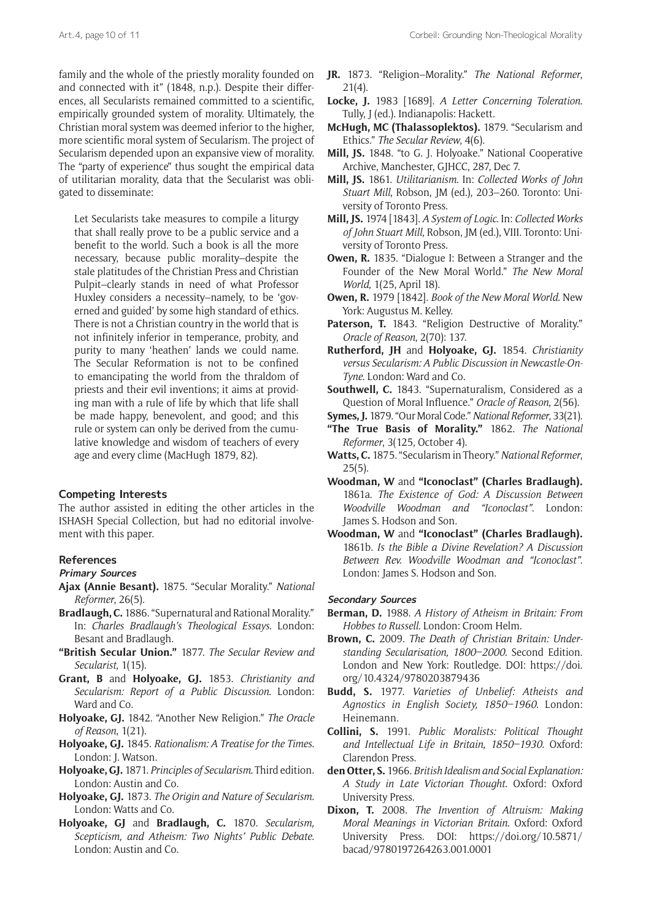family and the whole of the priestly morality founded on and connected with it" (1848, n.p.). Despite their differences, all Secularists remained committed to a scientific, empirically grounded system of morality. Ultimately, the Christian moral system was deemed inferior to the higher, more scientific moral system of Secularism. The project of Secularism depended upon an expansive view of morality. The "party of experience" thus sought the empirical data of utilitarian morality, data that the Secularist was obligated to disseminate:

> Let Secularists take measures to compile a liturgy that shall really prove to be a public service and a benefit to the world. Such a book is all the more necessary, because public morality–despite the stale platitudes of the Christian Press and Christian Pulpit–clearly stands in need of what Professor Huxley considers a necessity–namely, to be 'governed and guided' by some high standard of ethics. There is not a Christian country in the world that is not infinitely inferior in temperance, probity, and purity to many 'heathen' lands we could name. The Secular Reformation is not to be confined to emancipating the world from the thraldom of priests and their evil inventions; it aims at providing man with a rule of life by which that life shall be made happy, benevolent, and good; and this rule or system can only be derived from the cumulative knowledge and wisdom of teachers of every age and every clime (MacHugh 1879, 82).

## Competing Interests

The author assisted in editing the other articles in the ISHASH Special Collection, but had no editorial involvement with this paper.

## References

### Primary Sources

**Ajax (Annie Besant).** 1875. "Secular Morality." *National Reformer*, 26(5).

**Bradlaugh, C.** 1886. "Supernatural and Rational Morality." In: *Charles Bradlaugh's Theological Essays*. London: Besant and Bradlaugh.

**"British Secular Union."** 1877. *The Secular Review and Secularist*, 1(15).

**Grant, B** and **Holyoake, GJ.** 1853. *Christianity and Secularism: Report of a Public Discussion*. London: Ward and Co.

**Holyoake, GJ.** 1842. "Another New Religion." *The Oracle of Reason*, 1(21).

**Holyoake, GJ.** 1845. *Rationalism: A Treatise for the Times*. London: J. Watson.

**Holyoake, GJ.** 1871. *Principles of Secularism*. Third edition. London: Austin and Co.

**Holyoake, GJ.** 1873. *The Origin and Nature of Secularism*. London: Watts and Co.

**Holyoake, GJ** and **Bradlaugh, C.** 1870. *Secularism, Scepticism, and Atheism: Two Nights' Public Debate*. London: Austin and Co.

**JR.** 1873. "Religion–Morality." *The National Reformer*, 21(4).

**Locke, J.** 1983 [1689]. *A Letter Concerning Toleration*. Tully, J (ed.). Indianapolis: Hackett.

**McHugh, MC (Thalassoplektos).** 1879. "Secularism and Ethics." *The Secular Review*, 4(6).

**Mill, JS.** 1848. "to G. J. Holyoake." National Cooperative Archive, Manchester, GJHCC, 287, Dec 7.

**Mill, JS.** 1861. *Utilitarianism*. In: *Collected Works of John Stuart Mill*, Robson, JM (ed.), 203–260. Toronto: University of Toronto Press.

**Mill, JS.** 1974 [1843]. *A System of Logic*. In: *Collected Works of John Stuart Mill*, Robson, JM (ed.), VIII. Toronto: University of Toronto Press.

**Owen, R.** 1835. "Dialogue I: Between a Stranger and the Founder of the New Moral World." *The New Moral World*, 1(25, April 18).

**Owen, R.** 1979 [1842]. *Book of the New Moral World*. New York: Augustus M. Kelley.

**Paterson, T.** 1843. "Religion Destructive of Morality." *Oracle of Reason*, 2(70): 137.

**Rutherford, JH** and **Holyoake, GJ.** 1854. *Christianity versus Secularism: A Public Discussion in Newcastle-On-Tyne*. London: Ward and Co.

**Southwell, C.** 1843. "Supernaturalism, Considered as a Question of Moral Influence." *Oracle of Reason*, 2(56).

**Symes, J.** 1879. "Our Moral Code." *National Reformer*, 33(21).

**"The True Basis of Morality."** 1862. *The National Reformer*, 3(125, October 4).

**Watts, C.** 1875. "Secularism in Theory." *National Reformer*, 25(5).

**Woodman, W** and **"Iconoclast" (Charles Bradlaugh).** 1861a. *The Existence of God: A Discussion Between Woodville Woodman and "Iconoclast"*. London: James S. Hodson and Son.

**Woodman, W** and **"Iconoclast" (Charles Bradlaugh).** 1861b. *Is the Bible a Divine Revelation? A Discussion Between Rev. Woodville Woodman and "Iconoclast"*. London: James S. Hodson and Son.

### Secondary Sources

**Berman, D.** 1988. *A History of Atheism in Britain: From Hobbes to Russell*. London: Croom Helm.

**Brown, C.** 2009. *The Death of Christian Britain: Understanding Secularisation, 1800–2000*. Second Edition. London and New York: Routledge. DOI: https://doi.org/10.4324/9780203879436

**Budd, S.** 1977. *Varieties of Unbelief: Atheists and Agnostics in English Society, 1850–1960*. London: Heinemann.

**Collini, S.** 1991. *Public Moralists: Political Thought and Intellectual Life in Britain, 1850–1930*. Oxford: Clarendon Press.

**den Otter, S.** 1966. *British Idealism and Social Explanation: A Study in Late Victorian Thought*. Oxford: Oxford University Press.

**Dixon, T.** 2008. *The Invention of Altruism: Making Moral Meanings in Victorian Britain*. Oxford: Oxford University Press. DOI: https://doi.org/10.5871/bacad/9780197264263.001.0001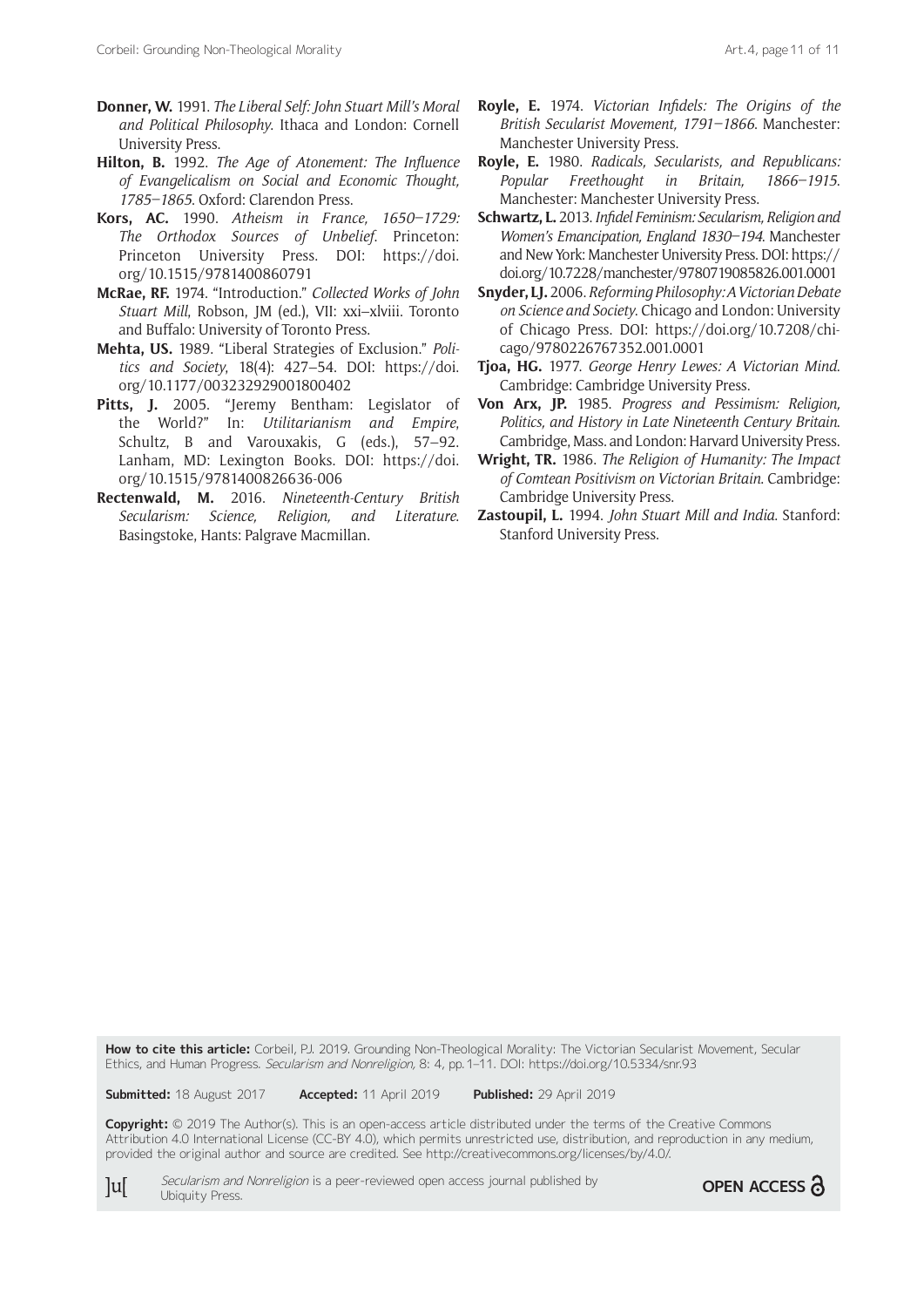**Donner, W.** 1991. *The Liberal Self: John Stuart Mill's Moral and Political Philosophy*. Ithaca and London: Cornell University Press.

**Hilton, B.** 1992. *The Age of Atonement: The Influence of Evangelicalism on Social and Economic Thought, 1785–1865*. Oxford: Clarendon Press.

**Kors, AC.** 1990. *Atheism in France, 1650–1729: The Orthodox Sources of Unbelief*. Princeton: Princeton University Press. DOI: https://doi.org/10.1515/9781400860791

**McRae, RF.** 1974. "Introduction." *Collected Works of John Stuart Mill*, Robson, JM (ed.), VII: xxi–xlviii. Toronto and Buffalo: University of Toronto Press.

**Mehta, US.** 1989. "Liberal Strategies of Exclusion." *Politics and Society*, 18(4): 427–54. DOI: https://doi.org/10.1177/003232929001800402

**Pitts, J.** 2005. "Jeremy Bentham: Legislator of the World?" In: *Utilitarianism and Empire*, Schultz, B and Varouxakis, G (eds.), 57–92. Lanham, MD: Lexington Books. DOI: https://doi.org/10.1515/9781400826636-006

**Rectenwald, M.** 2016. *Nineteenth-Century British Secularism: Science, Religion, and Literature*. Basingstoke, Hants: Palgrave Macmillan.

**Royle, E.** 1974. *Victorian Infidels: The Origins of the British Secularist Movement, 1791–1866*. Manchester: Manchester University Press.

**Royle, E.** 1980. *Radicals, Secularists, and Republicans: Popular Freethought in Britain, 1866–1915*. Manchester: Manchester University Press.

**Schwartz, L.** 2013. *Infidel Feminism: Secularism, Religion and Women's Emancipation, England 1830–194*. Manchester and New York: Manchester University Press. DOI: https://doi.org/10.7228/manchester/9780719085826.001.0001

**Snyder, LJ.** 2006. *Reforming Philosophy: A Victorian Debate on Science and Society*. Chicago and London: University of Chicago Press. DOI: https://doi.org/10.7208/chicago/9780226767352.001.0001

**Tjoa, HG.** 1977. *George Henry Lewes: A Victorian Mind*. Cambridge: Cambridge University Press.

**Von Arx, JP.** 1985. *Progress and Pessimism: Religion, Politics, and History in Late Nineteenth Century Britain*. Cambridge, Mass. and London: Harvard University Press.

**Wright, TR.** 1986. *The Religion of Humanity: The Impact of Comtean Positivism on Victorian Britain*. Cambridge: Cambridge University Press.

**Zastoupil, L.** 1994. *John Stuart Mill and India*. Stanford: Stanford University Press.

**How to cite this article:** Corbeil, PJ. 2019. Grounding Non-Theological Morality: The Victorian Secularist Movement, Secular Ethics, and Human Progress. *Secularism and Nonreligion*, 8: 4, pp. 1–11. DOI: https://doi.org/10.5334/snr.93

**Submitted:** 18 August 2017 **Accepted:** 11 April 2019 **Published:** 29 April 2019

**Copyright:** © 2019 The Author(s). This is an open-access article distributed under the terms of the Creative Commons Attribution 4.0 International License (CC-BY 4.0), which permits unrestricted use, distribution, and reproduction in any medium, provided the original author and source are credited. See http://creativecommons.org/licenses/by/4.0/.

*Secularism and Nonreligion* is a peer-reviewed open access journal published by Ubiquity Press.

**OPEN ACCESS**